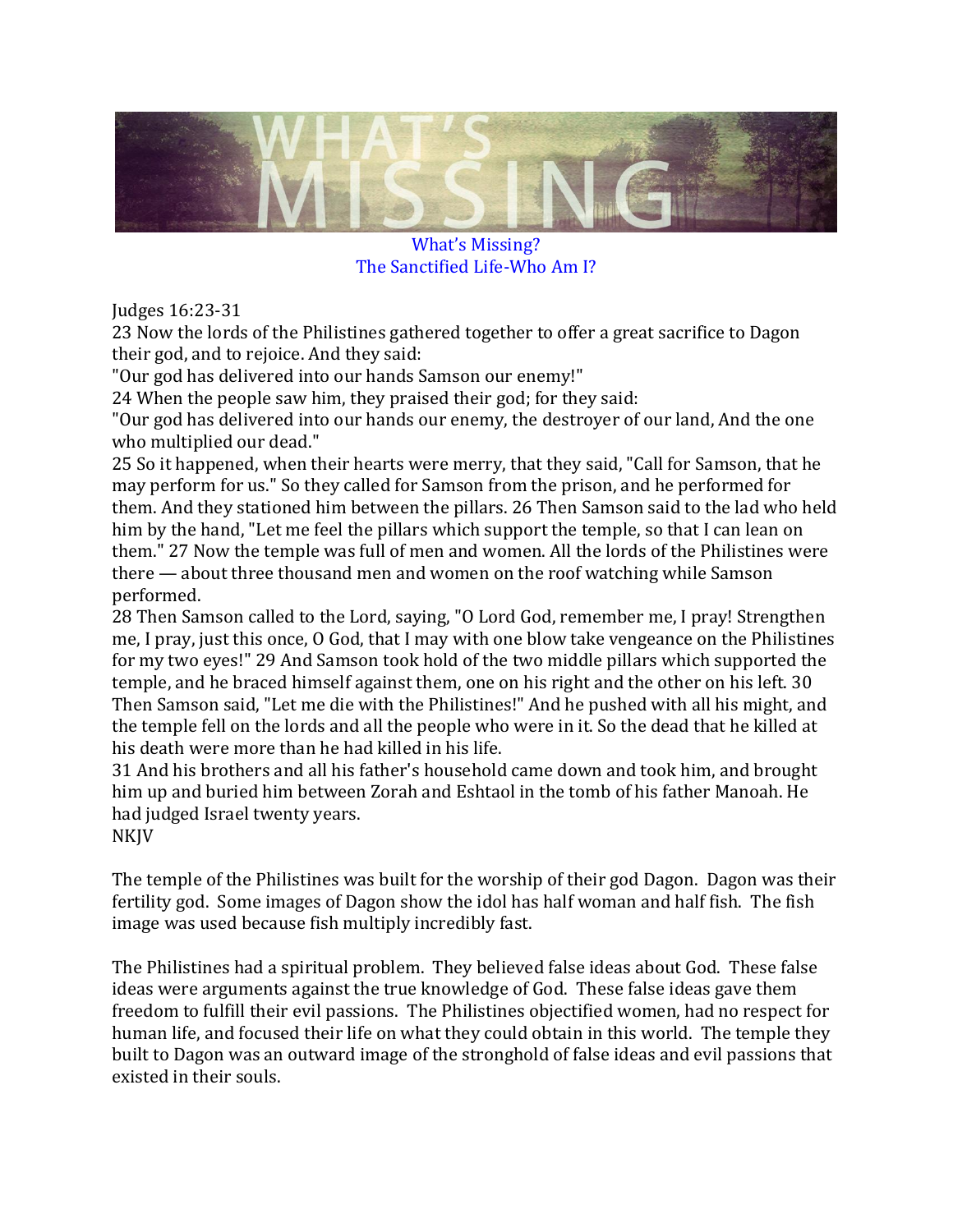What's Missing?
The Sanctified Life-Who Am I?

Judges 16:23-31

23 Now the lords of the Philistines gathered together to offer a great sacrifice to Dagon their god, and to rejoice. And they said:

"Our god has delivered into our hands Samson our enemy!"

24 When the people saw him, they praised their god; for they said:

"Our god has delivered into our hands our enemy, the destroyer of our land, And the one who multiplied our dead."

25 So it happened, when their hearts were merry, that they said, "Call for Samson, that he may perform for us." So they called for Samson from the prison, and he performed for them. And they stationed him between the pillars. 26 Then Samson said to the lad who held him by the hand, "Let me feel the pillars which support the temple, so that I can lean on them." 27 Now the temple was full of men and women. All the lords of the Philistines were there — about three thousand men and women on the roof watching while Samson performed.

28 Then Samson called to the Lord, saying, "O Lord God, remember me, I pray! Strengthen me, I pray, just this once, O God, that I may with one blow take vengeance on the Philistines for my two eyes!" 29 And Samson took hold of the two middle pillars which supported the temple, and he braced himself against them, one on his right and the other on his left. 30 Then Samson said, "Let me die with the Philistines!" And he pushed with all his might, and the temple fell on the lords and all the people who were in it. So the dead that he killed at his death were more than he had killed in his life.

31 And his brothers and all his father's household came down and took him, and brought him up and buried him between Zorah and Eshtaol in the tomb of his father Manoah. He had judged Israel twenty years.

NKJV

The temple of the Philistines was built for the worship of their god Dagon. Dagon was their fertility god. Some images of Dagon show the idol has half woman and half fish. The fish image was used because fish multiply incredibly fast.

The Philistines had a spiritual problem. They believed false ideas about God. These false ideas were arguments against the true knowledge of God. These false ideas gave them freedom to fulfill their evil passions. The Philistines objectified women, had no respect for human life, and focused their life on what they could obtain in this world. The temple they built to Dagon was an outward image of the stronghold of false ideas and evil passions that existed in their souls.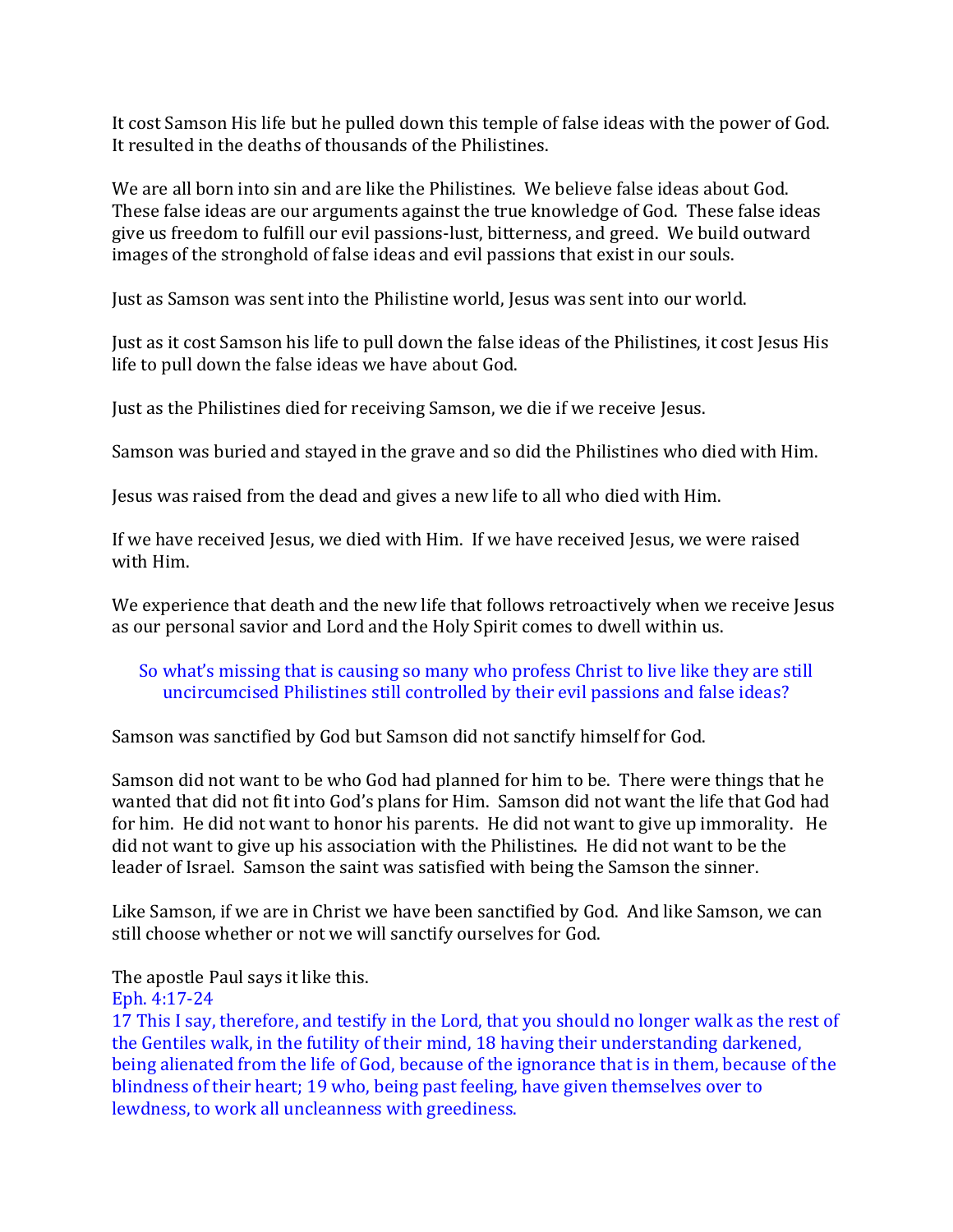It cost Samson His life but he pulled down this temple of false ideas with the power of God. It resulted in the deaths of thousands of the Philistines.

We are all born into sin and are like the Philistines. We believe false ideas about God. These false ideas are our arguments against the true knowledge of God. These false ideas give us freedom to fulfill our evil passions-lust, bitterness, and greed. We build outward images of the stronghold of false ideas and evil passions that exist in our souls.

Just as Samson was sent into the Philistine world, Jesus was sent into our world.

Just as it cost Samson his life to pull down the false ideas of the Philistines, it cost Jesus His life to pull down the false ideas we have about God.

Just as the Philistines died for receiving Samson, we die if we receive Jesus.

Samson was buried and stayed in the grave and so did the Philistines who died with Him.

Jesus was raised from the dead and gives a new life to all who died with Him.

If we have received Jesus, we died with Him. If we have received Jesus, we were raised with Him.

We experience that death and the new life that follows retroactively when we receive Jesus as our personal savior and Lord and the Holy Spirit comes to dwell within us.

So what's missing that is causing so many who profess Christ to live like they are still uncircumcised Philistines still controlled by their evil passions and false ideas?

Samson was sanctified by God but Samson did not sanctify himself for God.

Samson did not want to be who God had planned for him to be. There were things that he wanted that did not fit into God's plans for Him. Samson did not want the life that God had for him. He did not want to honor his parents. He did not want to give up immorality. He did not want to give up his association with the Philistines. He did not want to be the leader of Israel. Samson the saint was satisfied with being the Samson the sinner.

Like Samson, if we are in Christ we have been sanctified by God. And like Samson, we can still choose whether or not we will sanctify ourselves for God.

The apostle Paul says it like this.

Eph. 4:17-24

17 This I say, therefore, and testify in the Lord, that you should no longer walk as the rest of the Gentiles walk, in the futility of their mind, 18 having their understanding darkened, being alienated from the life of God, because of the ignorance that is in them, because of the blindness of their heart; 19 who, being past feeling, have given themselves over to lewdness, to work all uncleanness with greediness.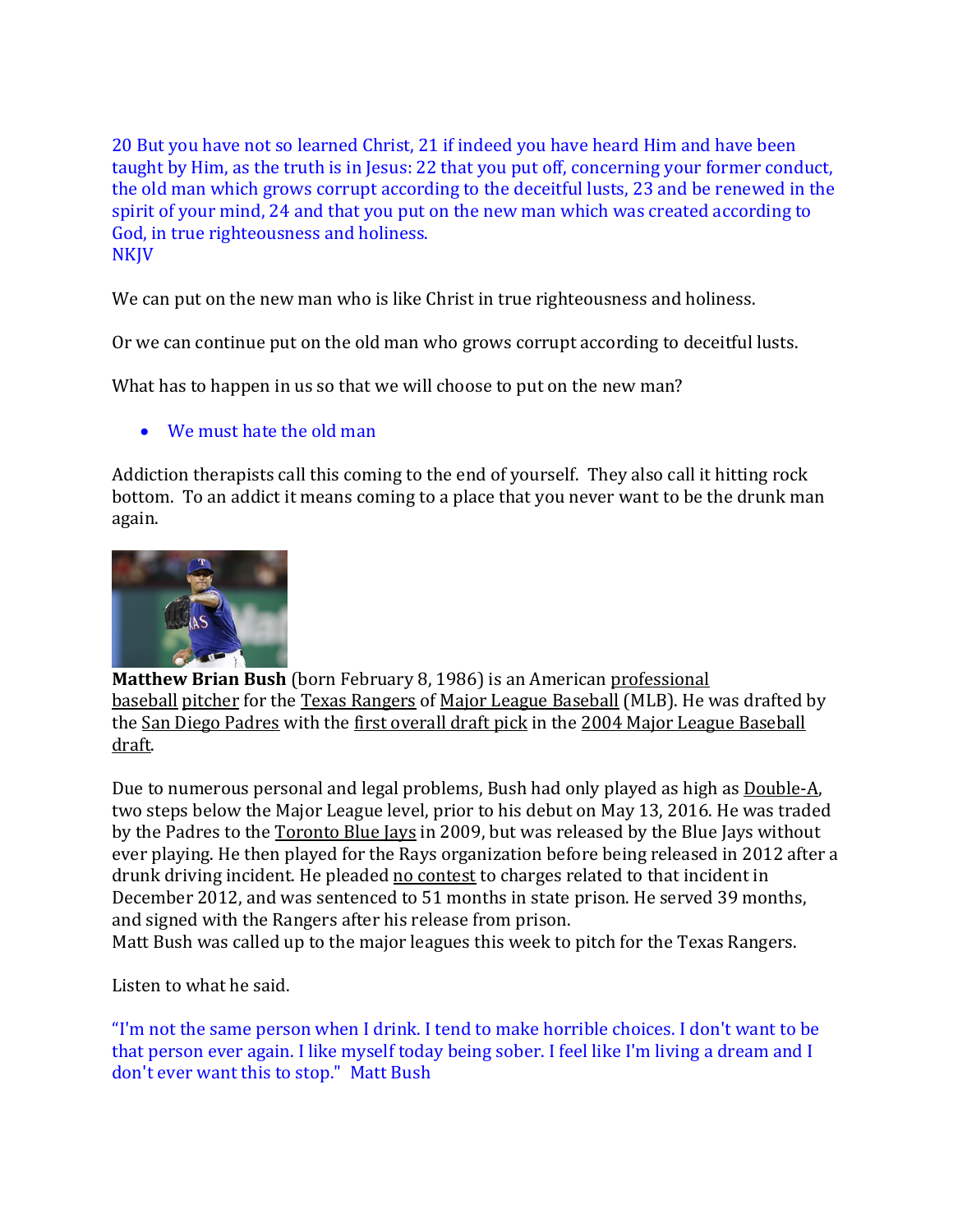20 But you have not so learned Christ, 21 if indeed you have heard Him and have been taught by Him, as the truth is in Jesus: 22 that you put off, concerning your former conduct, the old man which grows corrupt according to the deceitful lusts, 23 and be renewed in the spirit of your mind, 24 and that you put on the new man which was created according to God, in true righteousness and holiness.
NKJV

We can put on the new man who is like Christ in true righteousness and holiness.

Or we can continue put on the old man who grows corrupt according to deceitful lusts.

What has to happen in us so that we will choose to put on the new man?

- We must hate the old man

Addiction therapists call this coming to the end of yourself. They also call it hitting rock bottom. To an addict it means coming to a place that you never want to be the drunk man again.

**Matthew Brian Bush** (born February 8, 1986) is an American professional baseball pitcher for the Texas Rangers of Major League Baseball (MLB). He was drafted by the San Diego Padres with the first overall draft pick in the 2004 Major League Baseball draft.

Due to numerous personal and legal problems, Bush had only played as high as Double-A, two steps below the Major League level, prior to his debut on May 13, 2016. He was traded by the Padres to the Toronto Blue Jays in 2009, but was released by the Blue Jays without ever playing. He then played for the Rays organization before being released in 2012 after a drunk driving incident. He pleaded no contest to charges related to that incident in December 2012, and was sentenced to 51 months in state prison. He served 39 months, and signed with the Rangers after his release from prison.
Matt Bush was called up to the major leagues this week to pitch for the Texas Rangers.

Listen to what he said.

"I'm not the same person when I drink. I tend to make horrible choices. I don't want to be that person ever again. I like myself today being sober. I feel like I'm living a dream and I don't ever want this to stop." Matt Bush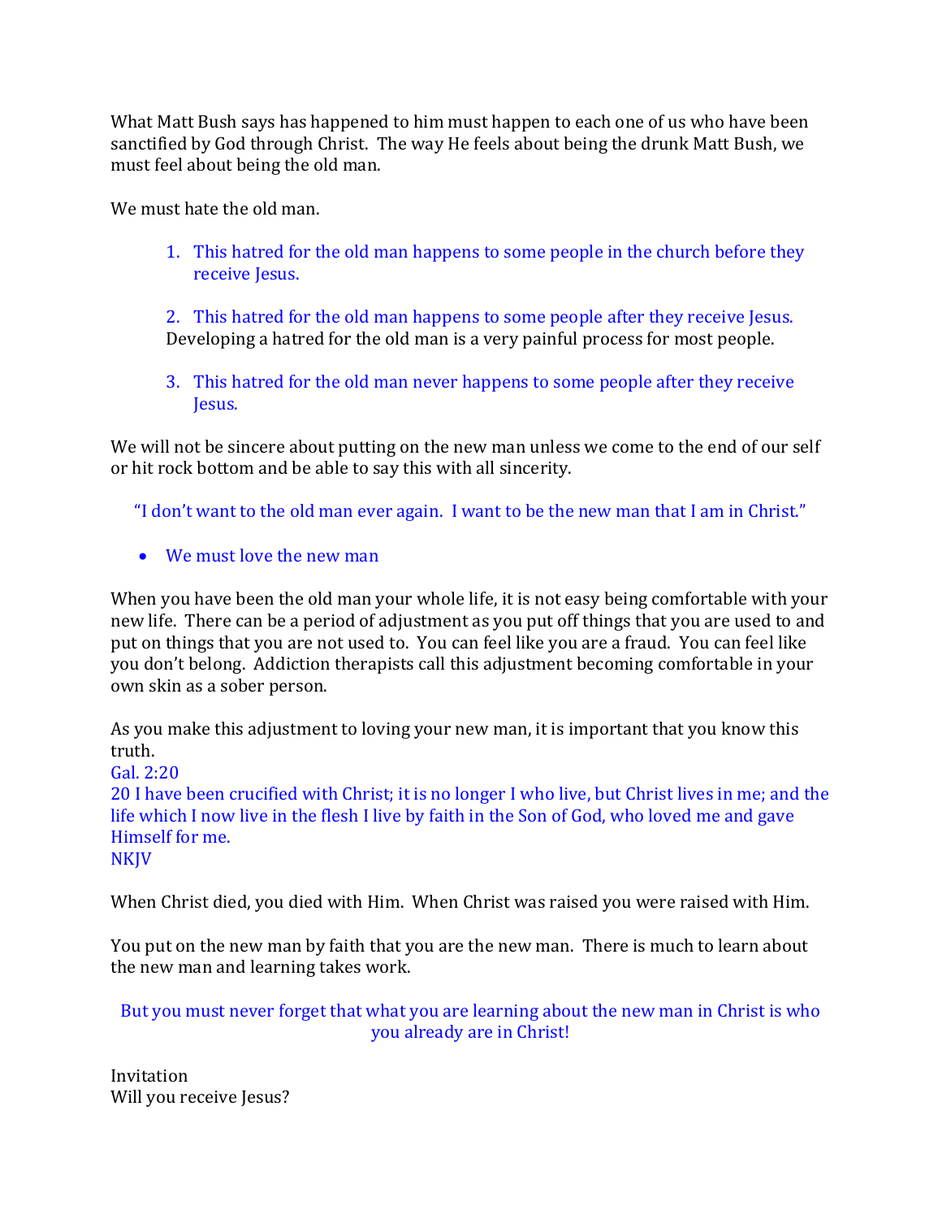What Matt Bush says has happened to him must happen to each one of us who have been sanctified by God through Christ. The way He feels about being the drunk Matt Bush, we must feel about being the old man.

We must hate the old man.

1. This hatred for the old man happens to some people in the church before they receive Jesus.

2. This hatred for the old man happens to some people after they receive Jesus.
   Developing a hatred for the old man is a very painful process for most people.

3. This hatred for the old man never happens to some people after they receive Jesus.

We will not be sincere about putting on the new man unless we come to the end of our self or hit rock bottom and be able to say this with all sincerity.

"I don't want to the old man ever again. I want to be the new man that I am in Christ."

- We must love the new man

When you have been the old man your whole life, it is not easy being comfortable with your new life. There can be a period of adjustment as you put off things that you are used to and put on things that you are not used to. You can feel like you are a fraud. You can feel like you don't belong. Addiction therapists call this adjustment becoming comfortable in your own skin as a sober person.

As you make this adjustment to loving your new man, it is important that you know this truth.
Gal. 2:20
20 I have been crucified with Christ; it is no longer I who live, but Christ lives in me; and the life which I now live in the flesh I live by faith in the Son of God, who loved me and gave Himself for me.
NKJV

When Christ died, you died with Him. When Christ was raised you were raised with Him.

You put on the new man by faith that you are the new man. There is much to learn about the new man and learning takes work.

But you must never forget that what you are learning about the new man in Christ is who you already are in Christ!

Invitation
Will you receive Jesus?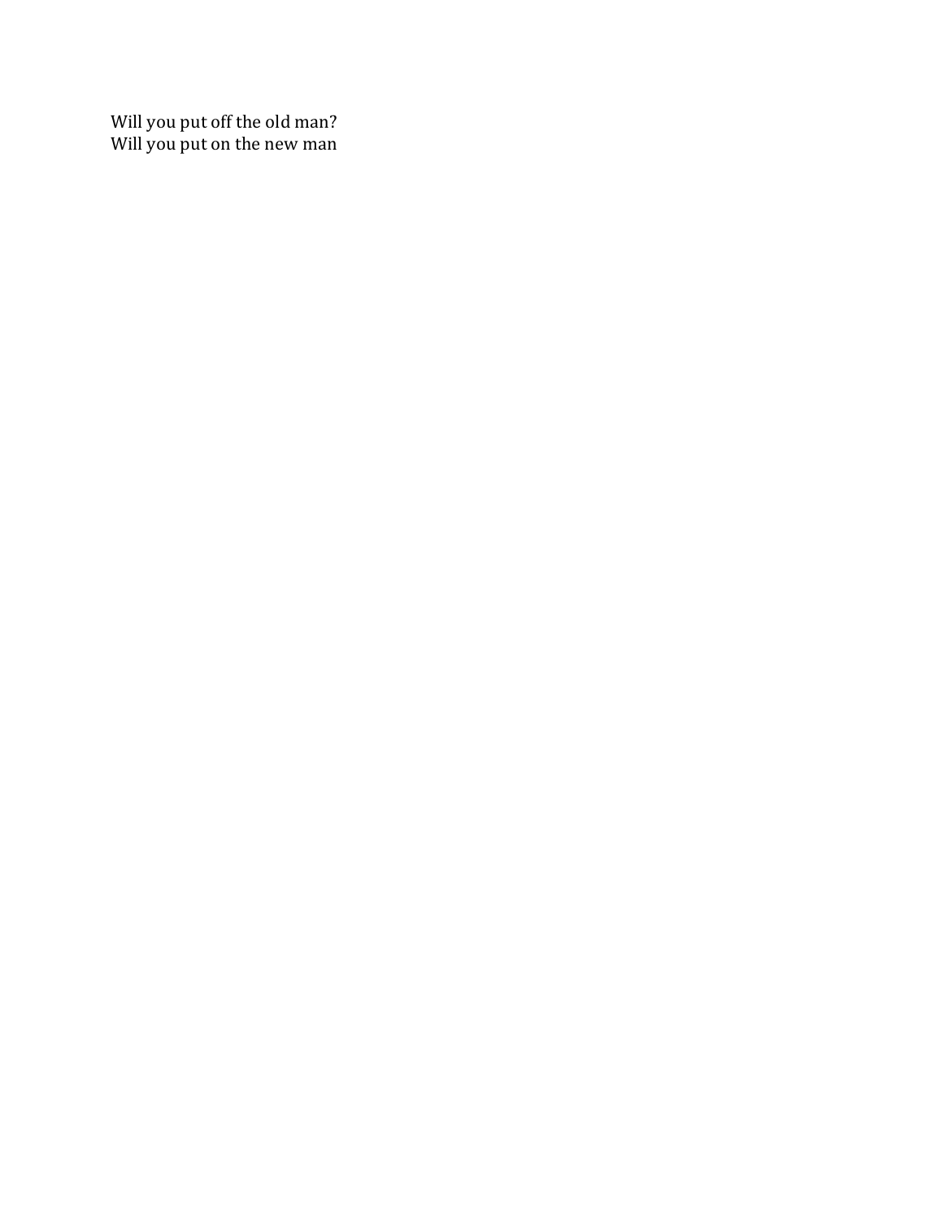Will you put off the old man?
Will you put on the new man